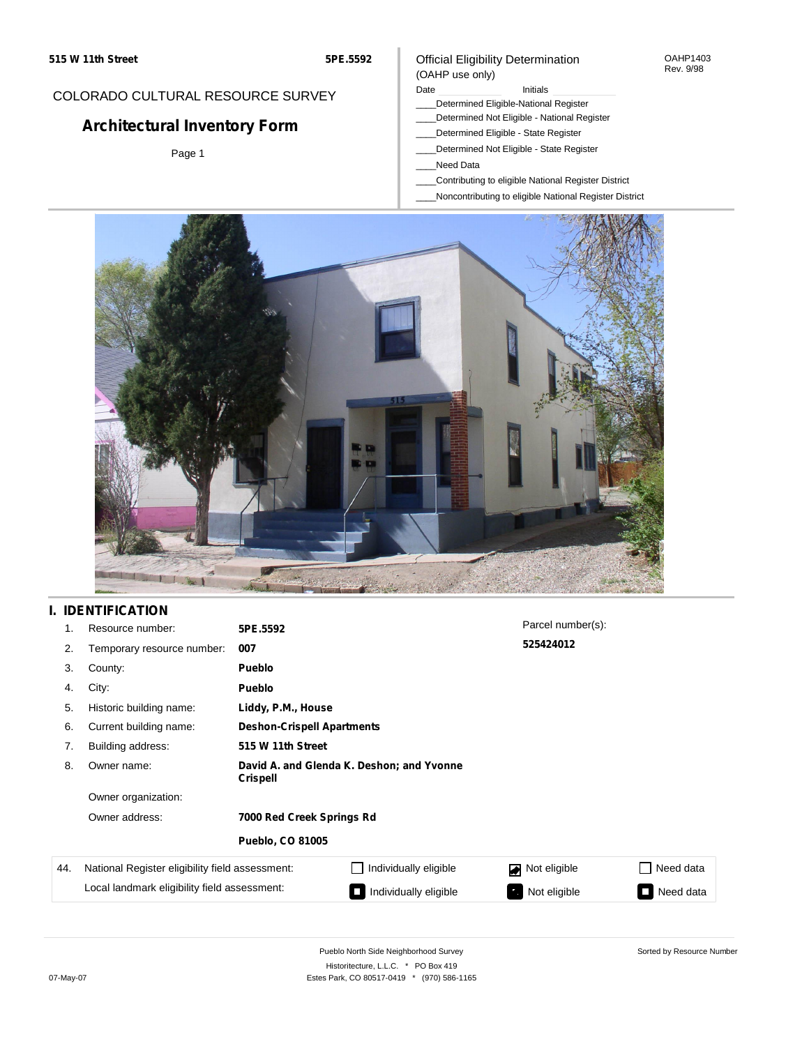515 W 11th Street

5PE.5592

COLORADO CULTURAL RESOURCE SURVEY

# Architectural Inventory Form

Official Eligibility Determination
(OAHP use only)

OAHP1403
Rev. 9/98

Date ____________ Initials ____________

____Determined Eligible-National Register
____Determined Not Eligible - National Register
____Determined Eligible - State Register
____Determined Not Eligible - State Register
____Need Data
____Contributing to eligible National Register District
____Noncontributing to eligible National Register District

## I. IDENTIFICATION

| | | | |
|---|---|---|---|
| 1. | Resource number: | **5PE.5592** | Parcel number(s): |
| 2. | Temporary resource number: | **007** | **525424012** |
| 3. | County: | **Pueblo** | |
| 4. | City: | **Pueblo** | |
| 5. | Historic building name: | **Liddy, P.M., House** | |
| 6. | Current building name: | **Deshon-Crispell Apartments** | |
| 7. | Building address: | **515 W 11th Street** | |
| 8. | Owner name: | **David A. and Glenda K. Deshon; and Yvonne Crispell** | |
| | Owner organization: | | |
| | Owner address: | **7000 Red Creek Springs Rd** | |
| | | **Pueblo, CO 81005** | |

| | | | | |
|---|---|---|---|---|
| 44. | National Register eligibility field assessment: | ☐ Individually eligible | ☑ Not eligible | ☐ Need data |
| | Local landmark eligibility field assessment: | ☐ Individually eligible | ☐ Not eligible | ☐ Need data |

Pueblo North Side Neighborhood Survey
Historitecture, L.L.C. * PO Box 419
Estes Park, CO 80517-0419 * (970) 586-1165

07-May-07

Sorted by Resource Number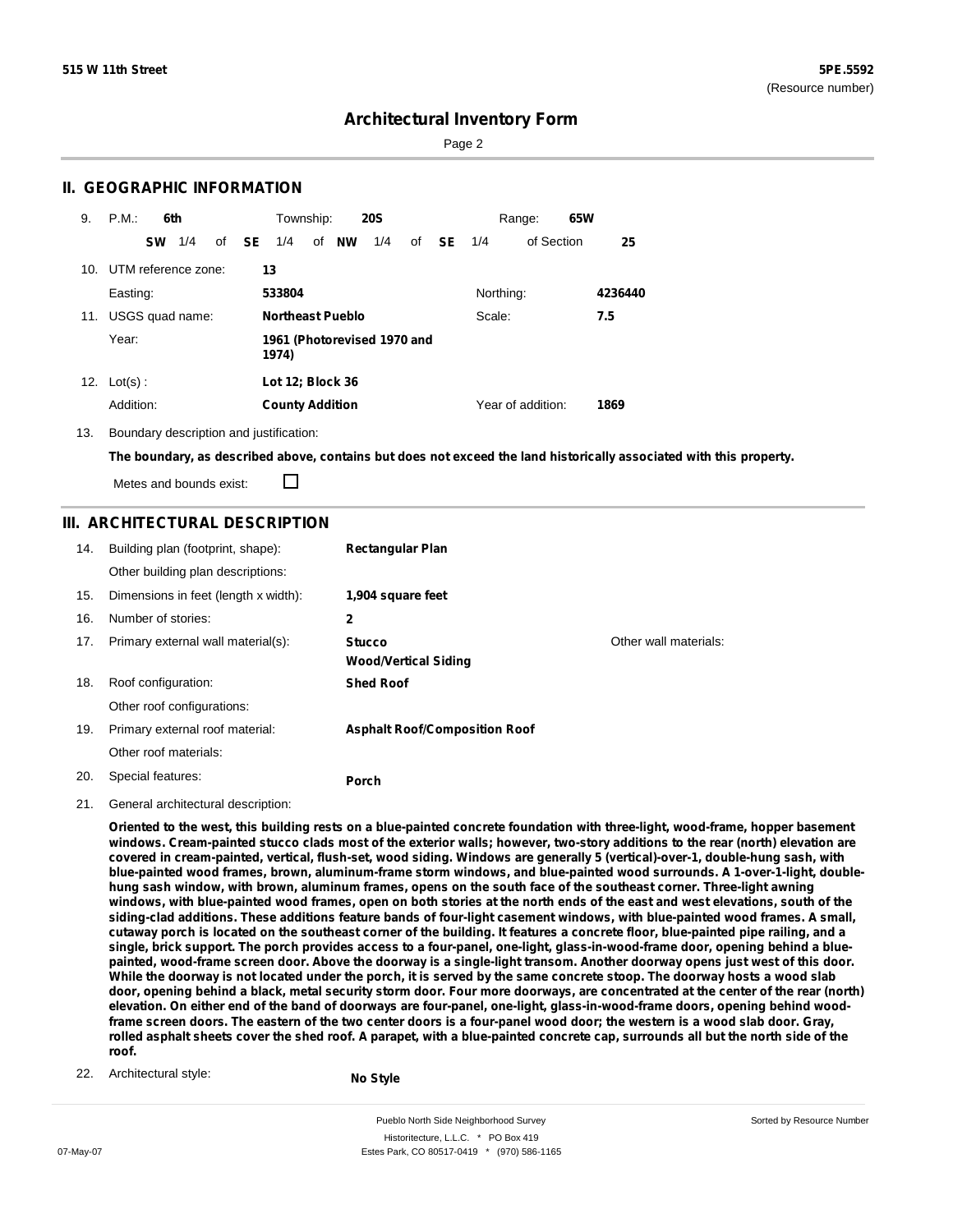# Architectural Inventory Form

## II. GEOGRAPHIC INFORMATION

9. P.M.: **6th** Township: **20S** Range: **65W**

**SW** 1/4 of **SE** 1/4 of **NW** 1/4 of **SE** 1/4 of Section **25**

10. UTM reference zone: **13**

Easting: **533804** Northing: **4236440**

11. USGS quad name: **Northeast Pueblo** Scale: **7.5**

Year: **1961 (Photorevised 1970 and 1974)**

12. Lot(s) : **Lot 12; Block 36**

Addition: **County Addition** Year of addition: **1869**

13. Boundary description and justification:

**The boundary, as described above, contains but does not exceed the land historically associated with this property.**

Metes and bounds exist: ☐

## III. ARCHITECTURAL DESCRIPTION

14. Building plan (footprint, shape): **Rectangular Plan**

Other building plan descriptions:

15. Dimensions in feet (length x width): **1,904 square feet**

16. Number of stories: **2**

17. Primary external wall material(s): **Stucco**, **Wood/Vertical Siding** Other wall materials:

18. Roof configuration: **Shed Roof**

Other roof configurations:

19. Primary external roof material: **Asphalt Roof/Composition Roof**

Other roof materials:

20. Special features: **Porch**

21. General architectural description:

**Oriented to the west, this building rests on a blue-painted concrete foundation with three-light, wood-frame, hopper basement windows. Cream-painted stucco clads most of the exterior walls; however, two-story additions to the rear (north) elevation are covered in cream-painted, vertical, flush-set, wood siding. Windows are generally 5 (vertical)-over-1, double-hung sash, with blue-painted wood frames, brown, aluminum-frame storm windows, and blue-painted wood surrounds. A 1-over-1-light, double-hung sash window, with brown, aluminum frames, opens on the south face of the southeast corner. Three-light awning windows, with blue-painted wood frames, open on both stories at the north ends of the east and west elevations, south of the siding-clad additions. These additions feature bands of four-light casement windows, with blue-painted wood frames. A small, cutaway porch is located on the southeast corner of the building. It features a concrete floor, blue-painted pipe railing, and a single, brick support. The porch provides access to a four-panel, one-light, glass-in-wood-frame door, opening behind a blue-painted, wood-frame screen door. Above the doorway is a single-light transom. Another doorway opens just west of this door. While the doorway is not located under the porch, it is served by the same concrete stoop. The doorway hosts a wood slab door, opening behind a black, metal security storm door. Four more doorways, are concentrated at the center of the rear (north) elevation. On either end of the band of doorways are four-panel, one-light, glass-in-wood-frame doors, opening behind wood-frame screen doors. The eastern of the two center doors is a four-panel wood door; the western is a wood slab door. Gray, rolled asphalt sheets cover the shed roof. A parapet, with a blue-painted concrete cap, surrounds all but the north side of the roof.**

22. Architectural style: **No Style**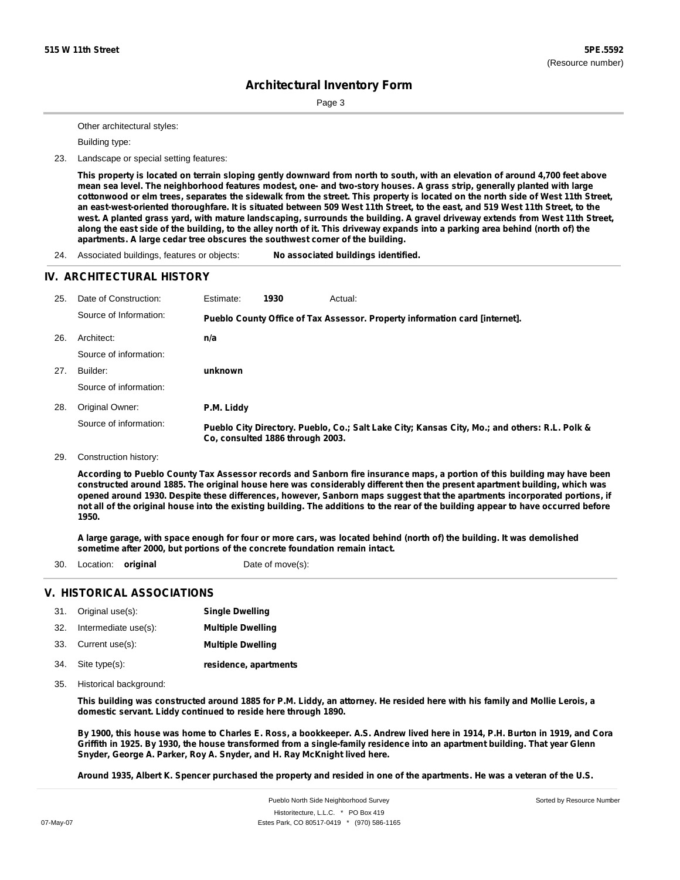Other architectural styles:

Building type:

23. Landscape or special setting features:

**This property is located on terrain sloping gently downward from north to south, with an elevation of around 4,700 feet above mean sea level. The neighborhood features modest, one- and two-story houses. A grass strip, generally planted with large cottonwood or elm trees, separates the sidewalk from the street. This property is located on the north side of West 11th Street, an east-west-oriented thoroughfare. It is situated between 509 West 11th Street, to the east, and 519 West 11th Street, to the west. A planted grass yard, with mature landscaping, surrounds the building. A gravel driveway extends from West 11th Street, along the east side of the building, to the alley north of it. This driveway expands into a parking area behind (north of) the apartments. A large cedar tree obscures the southwest corner of the building.**

24. Associated buildings, features or objects: **No associated buildings identified.**

## IV. ARCHITECTURAL HISTORY

25. Date of Construction: Estimate: **1930** Actual:

    Source of Information: **Pueblo County Office of Tax Assessor. Property information card [internet].**

26. Architect: **n/a**

    Source of information:

27. Builder: **unknown**

    Source of information:

28. Original Owner: **P.M. Liddy**

    Source of information: **Pueblo City Directory. Pueblo, Co.; Salt Lake City; Kansas City, Mo.; and others: R.L. Polk & Co, consulted 1886 through 2003.**

29. Construction history:

**According to Pueblo County Tax Assessor records and Sanborn fire insurance maps, a portion of this building may have been constructed around 1885. The original house here was considerably different then the present apartment building, which was opened around 1930. Despite these differences, however, Sanborn maps suggest that the apartments incorporated portions, if not all of the original house into the existing building. The additions to the rear of the building appear to have occurred before 1950.**

**A large garage, with space enough for four or more cars, was located behind (north of) the building. It was demolished sometime after 2000, but portions of the concrete foundation remain intact.**

30. Location: **original** Date of move(s):

## V. HISTORICAL ASSOCIATIONS

31. Original use(s): **Single Dwelling**
32. Intermediate use(s): **Multiple Dwelling**
33. Current use(s): **Multiple Dwelling**
34. Site type(s): **residence, apartments**
35. Historical background:

**This building was constructed around 1885 for P.M. Liddy, an attorney. He resided here with his family and Mollie Lerois, a domestic servant. Liddy continued to reside here through 1890.**

**By 1900, this house was home to Charles E. Ross, a bookkeeper. A.S. Andrew lived here in 1914, P.H. Burton in 1919, and Cora Griffith in 1925. By 1930, the house transformed from a single-family residence into an apartment building. That year Glenn Snyder, George A. Parker, Roy A. Snyder, and H. Ray McKnight lived here.**

**Around 1935, Albert K. Spencer purchased the property and resided in one of the apartments. He was a veteran of the U.S.**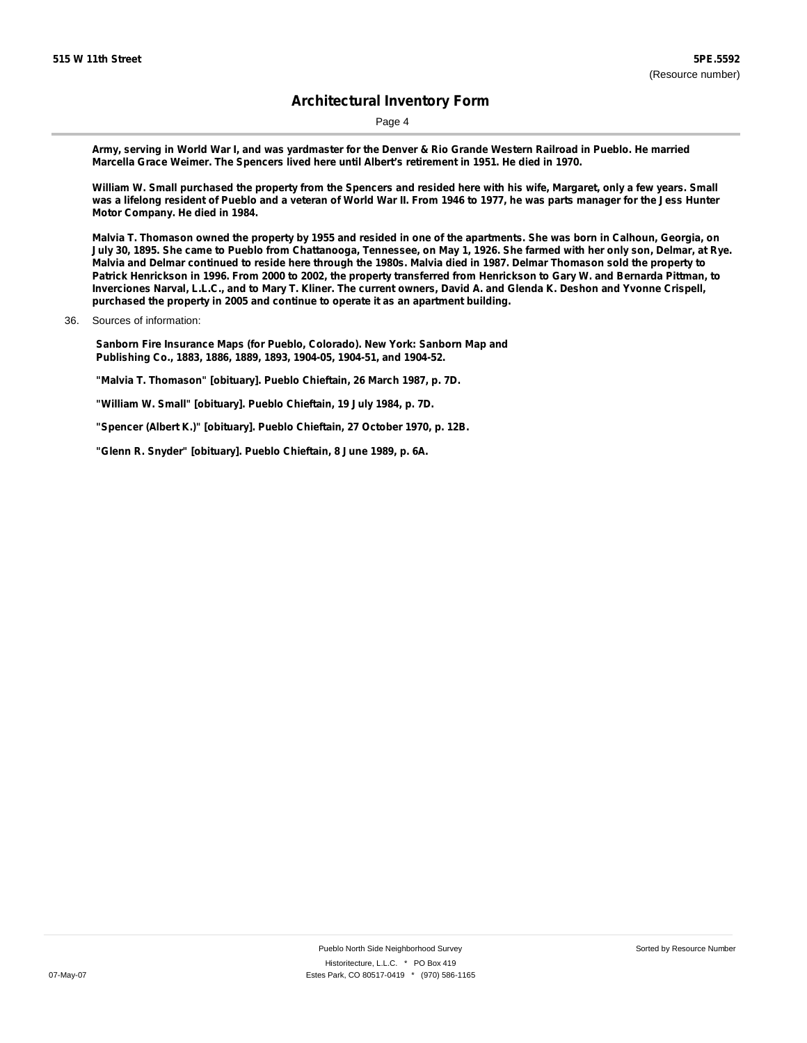**Army, serving in World War I, and was yardmaster for the Denver & Rio Grande Western Railroad in Pueblo. He married Marcella Grace Weimer. The Spencers lived here until Albert's retirement in 1951. He died in 1970.**

**William W. Small purchased the property from the Spencers and resided here with his wife, Margaret, only a few years. Small was a lifelong resident of Pueblo and a veteran of World War II. From 1946 to 1977, he was parts manager for the Jess Hunter Motor Company. He died in 1984.**

**Malvia T. Thomason owned the property by 1955 and resided in one of the apartments. She was born in Calhoun, Georgia, on July 30, 1895. She came to Pueblo from Chattanooga, Tennessee, on May 1, 1926. She farmed with her only son, Delmar, at Rye. Malvia and Delmar continued to reside here through the 1980s. Malvia died in 1987. Delmar Thomason sold the property to Patrick Henrickson in 1996. From 2000 to 2002, the property transferred from Henrickson to Gary W. and Bernarda Pittman, to Inverciones Narval, L.L.C., and to Mary T. Kliner. The current owners, David A. and Glenda K. Deshon and Yvonne Crispell, purchased the property in 2005 and continue to operate it as an apartment building.**

36. Sources of information:

**Sanborn Fire Insurance Maps (for Pueblo, Colorado). New York: Sanborn Map and Publishing Co., 1883, 1886, 1889, 1893, 1904-05, 1904-51, and 1904-52.**

**"Malvia T. Thomason" [obituary]. Pueblo Chieftain, 26 March 1987, p. 7D.**

**"William W. Small" [obituary]. Pueblo Chieftain, 19 July 1984, p. 7D.**

**"Spencer (Albert K.)" [obituary]. Pueblo Chieftain, 27 October 1970, p. 12B.**

**"Glenn R. Snyder" [obituary]. Pueblo Chieftain, 8 June 1989, p. 6A.**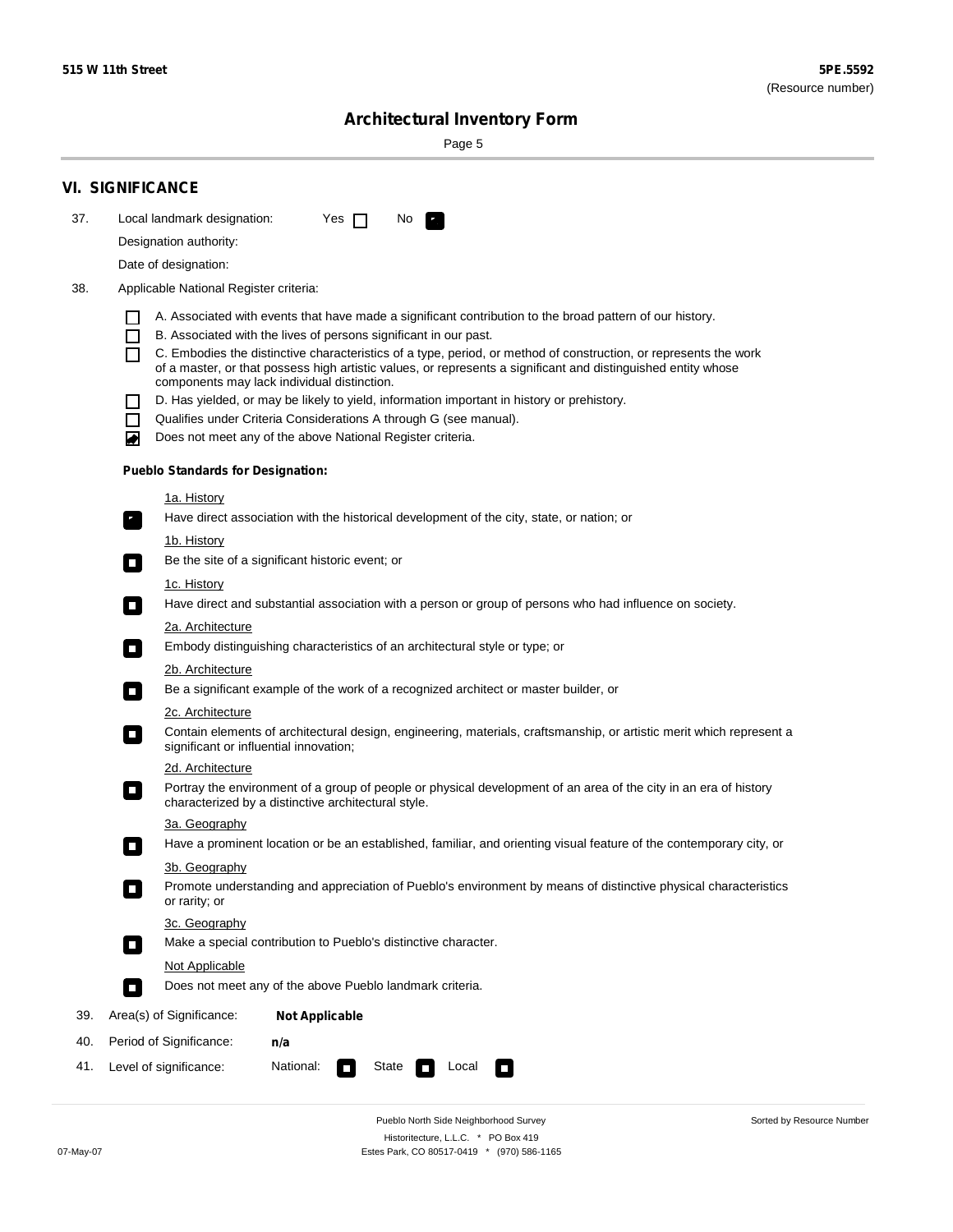## VI. SIGNIFICANCE

37. Local landmark designation: Yes ☐ No ☑

Designation authority:

Date of designation:

38. Applicable National Register criteria:

- ☐ A. Associated with events that have made a significant contribution to the broad pattern of our history.
- ☐ B. Associated with the lives of persons significant in our past.
- ☐ C. Embodies the distinctive characteristics of a type, period, or method of construction, or represents the work of a master, or that possess high artistic values, or represents a significant and distinguished entity whose components may lack individual distinction.
- ☐ D. Has yielded, or may be likely to yield, information important in history or prehistory.
- ☐ Qualifies under Criteria Considerations A through G (see manual).
- ☑ Does not meet any of the above National Register criteria.

**Pueblo Standards for Designation:**

1a. History

☑ Have direct association with the historical development of the city, state, or nation; or

1b. History

☐ Be the site of a significant historic event; or

1c. History

☐ Have direct and substantial association with a person or group of persons who had influence on society.

2a. Architecture

☐ Embody distinguishing characteristics of an architectural style or type; or

2b. Architecture

☐ Be a significant example of the work of a recognized architect or master builder, or

2c. Architecture

☐ Contain elements of architectural design, engineering, materials, craftsmanship, or artistic merit which represent a significant or influential innovation;

2d. Architecture

☐ Portray the environment of a group of people or physical development of an area of the city in an era of history characterized by a distinctive architectural style.

3a. Geography

☐ Have a prominent location or be an established, familiar, and orienting visual feature of the contemporary city, or

3b. Geography

☐ Promote understanding and appreciation of Pueblo's environment by means of distinctive physical characteristics or rarity; or

3c. Geography

☐ Make a special contribution to Pueblo's distinctive character.

Not Applicable

☐ Does not meet any of the above Pueblo landmark criteria.

39. Area(s) of Significance: **Not Applicable**

40. Period of Significance: **n/a**

41. Level of significance: National: ☐ State ☐ Local ☐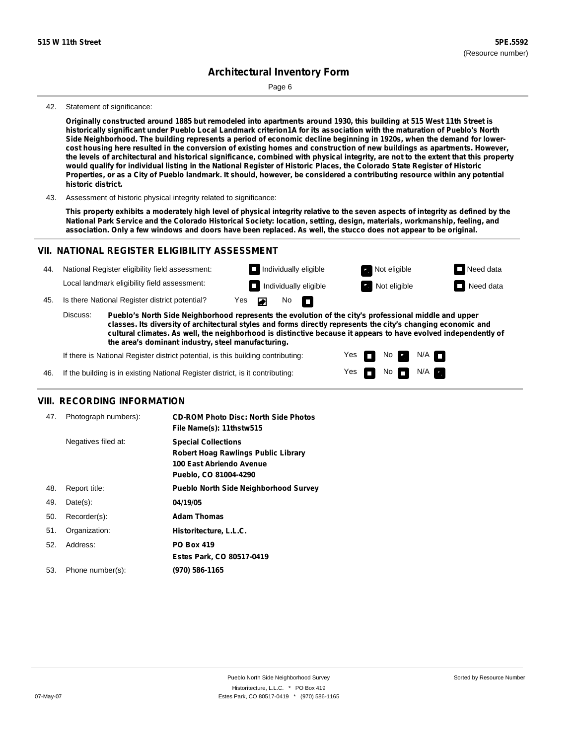**515 W 11th Street** **5PE.5592**
(Resource number)

# Architectural Inventory Form

42. Statement of significance:

**Originally constructed around 1885 but remodeled into apartments around 1930, this building at 515 West 11th Street is historically significant under Pueblo Local Landmark criterion1A for its association with the maturation of Pueblo's North Side Neighborhood. The building represents a period of economic decline beginning in 1920s, when the demand for lower-cost housing here resulted in the conversion of existing homes and construction of new buildings as apartments. However, the levels of architectural and historical significance, combined with physical integrity, are not to the extent that this property would qualify for individual listing in the National Register of Historic Places, the Colorado State Register of Historic Properties, or as a City of Pueblo landmark. It should, however, be considered a contributing resource within any potential historic district.**

43. Assessment of historic physical integrity related to significance:

**This property exhibits a moderately high level of physical integrity relative to the seven aspects of integrity as defined by the National Park Service and the Colorado Historical Society: location, setting, design, materials, workmanship, feeling, and association. Only a few windows and doors have been replaced. As well, the stucco does not appear to be original.**

## VII. NATIONAL REGISTER ELIGIBILITY ASSESSMENT

44. National Register eligibility field assessment: ☐ Individually eligible ☑ Not eligible ☐ Need data
Local landmark eligibility field assessment: ☐ Individually eligible ☑ Not eligible ☐ Need data

45. Is there National Register district potential? Yes ☑ No ☐

Discuss: **Pueblo's North Side Neighborhood represents the evolution of the city's professional middle and upper classes. Its diversity of architectural styles and forms directly represents the city's changing economic and cultural climates. As well, the neighborhood is distinctive because it appears to have evolved independently of the area's dominant industry, steel manufacturing.**

If there is National Register district potential, is this building contributing: Yes ☐ No ☑ N/A ☐

46. If the building is in existing National Register district, is it contributing: Yes ☐ No ☐ N/A ☑

## VIII. RECORDING INFORMATION

47. Photograph numbers): **CD-ROM Photo Disc: North Side Photos**
**File Name(s): 11thstw515**

Negatives filed at: **Special Collections**
**Robert Hoag Rawlings Public Library**
**100 East Abriendo Avenue**
**Pueblo, CO 81004-4290**

48. Report title: **Pueblo North Side Neighborhood Survey**

49. Date(s): **04/19/05**

50. Recorder(s): **Adam Thomas**

51. Organization: **Historitecture, L.L.C.**

52. Address: **PO Box 419**
**Estes Park, CO 80517-0419**

53. Phone number(s): **(970) 586-1165**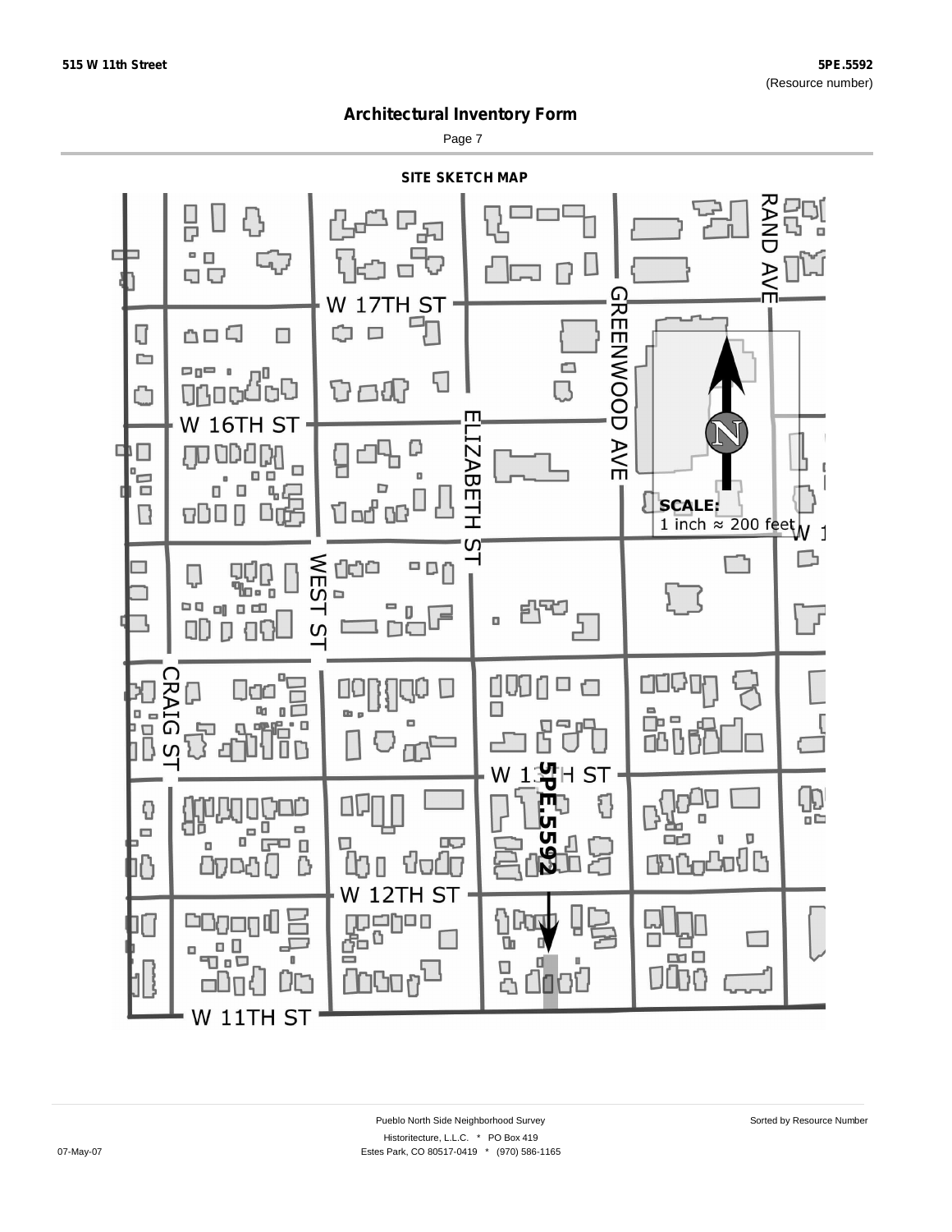515 W 11th Street

5PE.5592
(Resource number)

## Architectural Inventory Form

### SITE SKETCH MAP

W 17TH ST

RAND AVE

GREENWOOD AVE

W 16TH ST

ELIZABETH ST

SCALE:
1 inch ≈ 200 feet

WEST ST

CRAIG ST

W 13TH ST

5PE.5592

W 12TH ST

W 11TH ST

Pueblo North Side Neighborhood Survey

Sorted by Resource Number

Historitecture, L.L.C. * PO Box 419
Estes Park, CO 80517-0419 * (970) 586-1165

07-May-07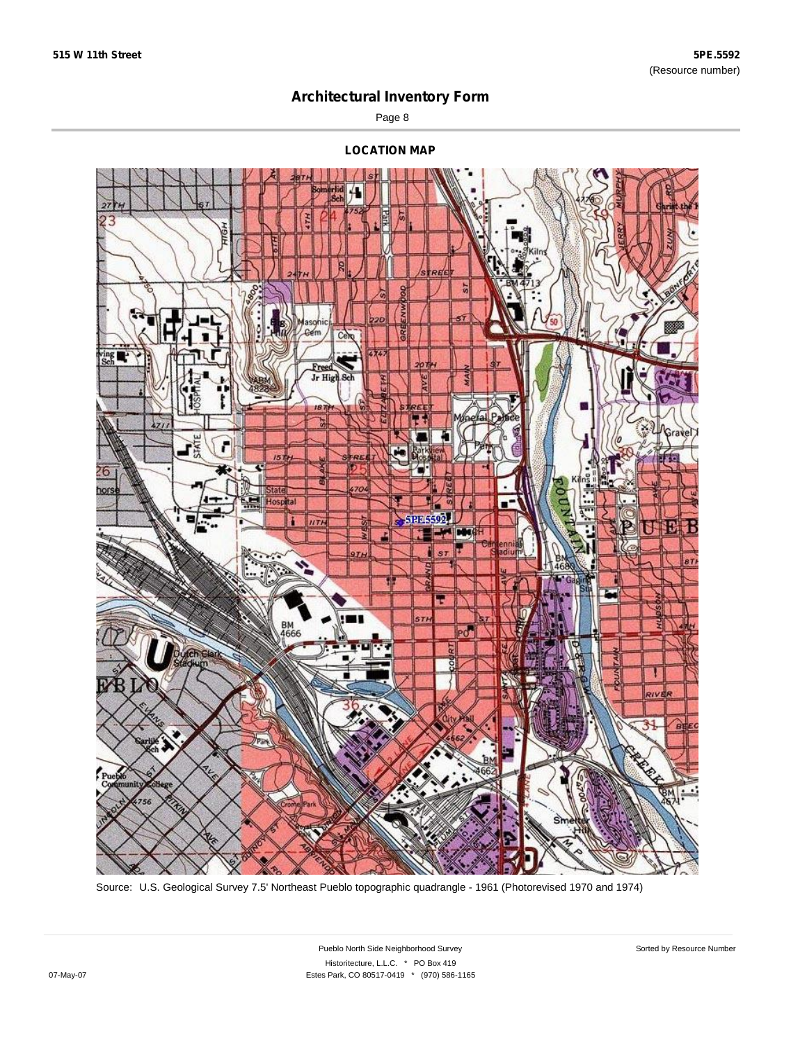515 W 11th Street

5PE.5592
(Resource number)

# Architectural Inventory Form

## LOCATION MAP

Source: U.S. Geological Survey 7.5' Northeast Pueblo topographic quadrangle - 1961 (Photorevised 1970 and 1974)

Pueblo North Side Neighborhood Survey

Historitecture, L.L.C. * PO Box 419

Estes Park, CO 80517-0419 * (970) 586-1165

Sorted by Resource Number

07-May-07